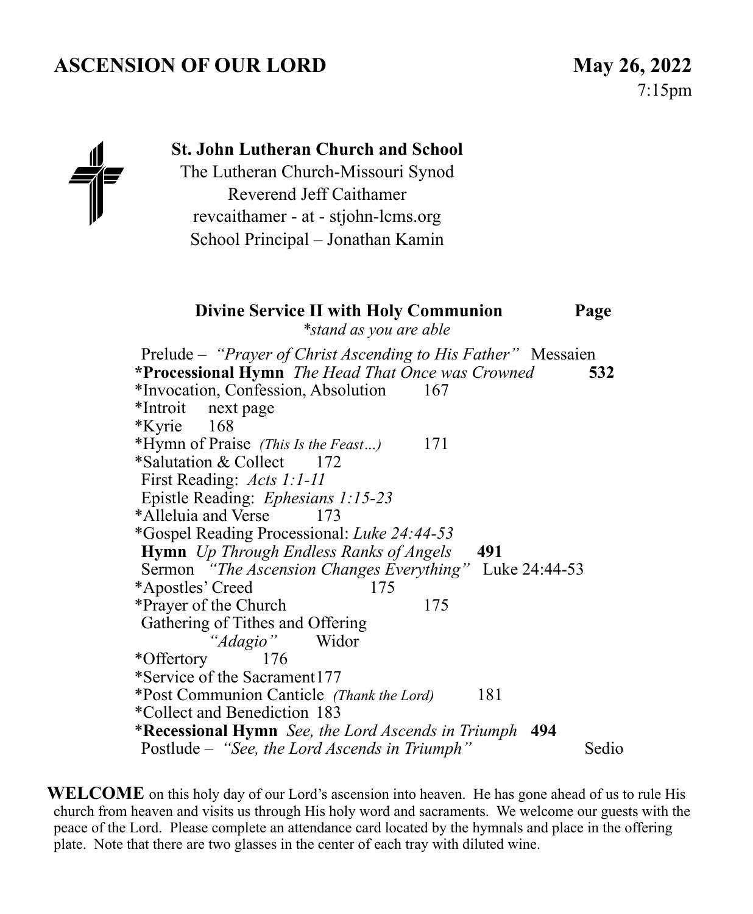# ASCENSION OF OUR LORD

**May 26, 2022**
7:15pm

**St. John Lutheran Church and School**
The Lutheran Church-Missouri Synod
Reverend Jeff Caithamer
revcaithamer - at - stjohn-lcms.org
School Principal – Jonathan Kamin

## Divine Service II with Holy Communion — Page

*\*stand as you are able*

Prelude – *"Prayer of Christ Ascending to His Father"* Messaien
***Processional Hymn** *The Head That Once was Crowned* **532**
*Invocation, Confession, Absolution 167
*Introit next page
*Kyrie 168
*Hymn of Praise *(This Is the Feast…)* 171
*Salutation & Collect 172
First Reading: *Acts 1:1-11*
Epistle Reading: *Ephesians 1:15-23*
*Alleluia and Verse 173
*Gospel Reading Processional: *Luke 24:44-53*
**Hymn** *Up Through Endless Ranks of Angels* **491**
Sermon *"The Ascension Changes Everything"* Luke 24:44-53
*Apostles' Creed 175
*Prayer of the Church 175
Gathering of Tithes and Offering
*"Adagio"* Widor
*Offertory 176
*Service of the Sacrament 177
*Post Communion Canticle *(Thank the Lord)* 181
*Collect and Benediction 183
***Recessional Hymn** *See, the Lord Ascends in Triumph* **494**
Postlude – *"See, the Lord Ascends in Triumph"* Sedio

**WELCOME** on this holy day of our Lord's ascension into heaven. He has gone ahead of us to rule His church from heaven and visits us through His holy word and sacraments. We welcome our guests with the peace of the Lord. Please complete an attendance card located by the hymnals and place in the offering plate. Note that there are two glasses in the center of each tray with diluted wine.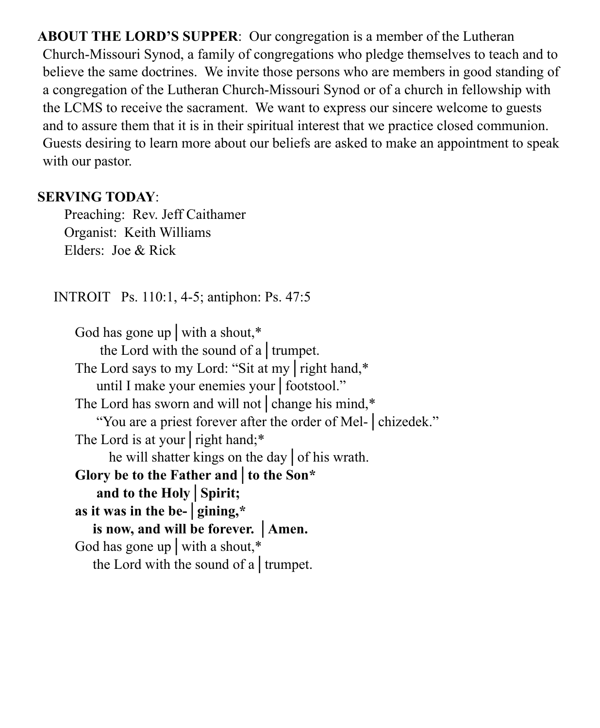**ABOUT THE LORD'S SUPPER**: Our congregation is a member of the Lutheran Church-Missouri Synod, a family of congregations who pledge themselves to teach and to believe the same doctrines. We invite those persons who are members in good standing of a congregation of the Lutheran Church-Missouri Synod or of a church in fellowship with the LCMS to receive the sacrament. We want to express our sincere welcome to guests and to assure them that it is in their spiritual interest that we practice closed communion. Guests desiring to learn more about our beliefs are asked to make an appointment to speak with our pastor.

**SERVING TODAY**:

Preaching: Rev. Jeff Caithamer
Organist: Keith Williams
Elders: Joe & Rick

INTROIT Ps. 110:1, 4-5; antiphon: Ps. 47:5

God has gone up | with a shout,*
the Lord with the sound of a | trumpet.
The Lord says to my Lord: "Sit at my | right hand,*
until I make your enemies your | footstool."
The Lord has sworn and will not | change his mind,*
"You are a priest forever after the order of Mel- | chizedek."
The Lord is at your | right hand;*
he will shatter kings on the day | of his wrath.
**Glory be to the Father and | to the Son***
**and to the Holy | Spirit;**
**as it was in the be- | gining,***
**is now, and will be forever. | Amen.**
God has gone up | with a shout,*
the Lord with the sound of a | trumpet.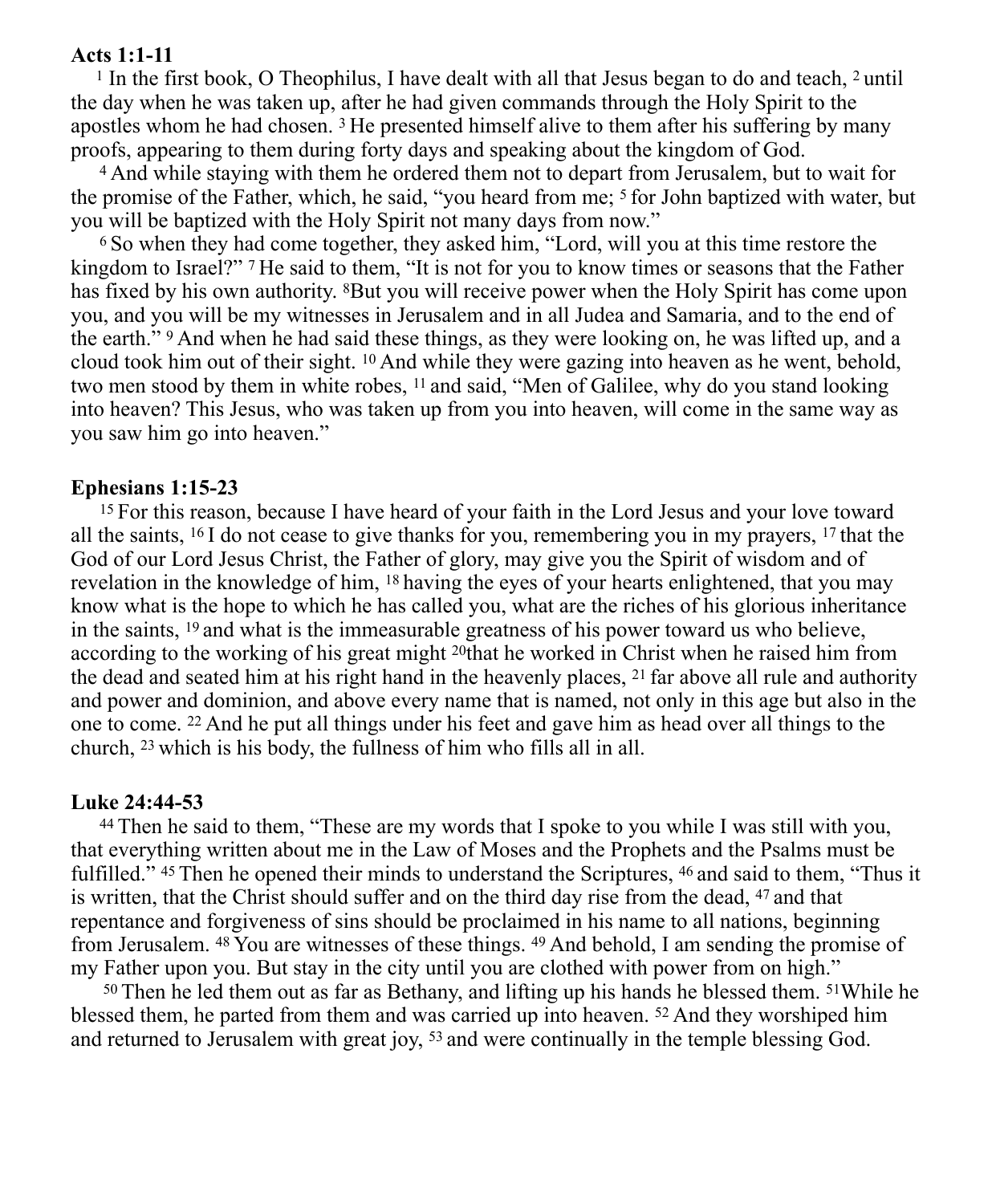**Acts 1:1-11**

[1] In the first book, O Theophilus, I have dealt with all that Jesus began to do and teach, [2] until the day when he was taken up, after he had given commands through the Holy Spirit to the apostles whom he had chosen. [3] He presented himself alive to them after his suffering by many proofs, appearing to them during forty days and speaking about the kingdom of God.

[4] And while staying with them he ordered them not to depart from Jerusalem, but to wait for the promise of the Father, which, he said, "you heard from me; [5] for John baptized with water, but you will be baptized with the Holy Spirit not many days from now."

[6] So when they had come together, they asked him, "Lord, will you at this time restore the kingdom to Israel?" [7] He said to them, "It is not for you to know times or seasons that the Father has fixed by his own authority. [8]But you will receive power when the Holy Spirit has come upon you, and you will be my witnesses in Jerusalem and in all Judea and Samaria, and to the end of the earth." [9] And when he had said these things, as they were looking on, he was lifted up, and a cloud took him out of their sight. [10] And while they were gazing into heaven as he went, behold, two men stood by them in white robes, [11] and said, "Men of Galilee, why do you stand looking into heaven? This Jesus, who was taken up from you into heaven, will come in the same way as you saw him go into heaven."

**Ephesians 1:15-23**

[15] For this reason, because I have heard of your faith in the Lord Jesus and your love toward all the saints, [16] I do not cease to give thanks for you, remembering you in my prayers, [17] that the God of our Lord Jesus Christ, the Father of glory, may give you the Spirit of wisdom and of revelation in the knowledge of him, [18] having the eyes of your hearts enlightened, that you may know what is the hope to which he has called you, what are the riches of his glorious inheritance in the saints, [19] and what is the immeasurable greatness of his power toward us who believe, according to the working of his great might [20]that he worked in Christ when he raised him from the dead and seated him at his right hand in the heavenly places, [21] far above all rule and authority and power and dominion, and above every name that is named, not only in this age but also in the one to come. [22] And he put all things under his feet and gave him as head over all things to the church, [23] which is his body, the fullness of him who fills all in all.

**Luke 24:44-53**

[44] Then he said to them, "These are my words that I spoke to you while I was still with you, that everything written about me in the Law of Moses and the Prophets and the Psalms must be fulfilled." [45] Then he opened their minds to understand the Scriptures, [46] and said to them, "Thus it is written, that the Christ should suffer and on the third day rise from the dead, [47] and that repentance and forgiveness of sins should be proclaimed in his name to all nations, beginning from Jerusalem. [48] You are witnesses of these things. [49] And behold, I am sending the promise of my Father upon you. But stay in the city until you are clothed with power from on high."

[50] Then he led them out as far as Bethany, and lifting up his hands he blessed them. [51]While he blessed them, he parted from them and was carried up into heaven. [52] And they worshiped him and returned to Jerusalem with great joy, [53] and were continually in the temple blessing God.